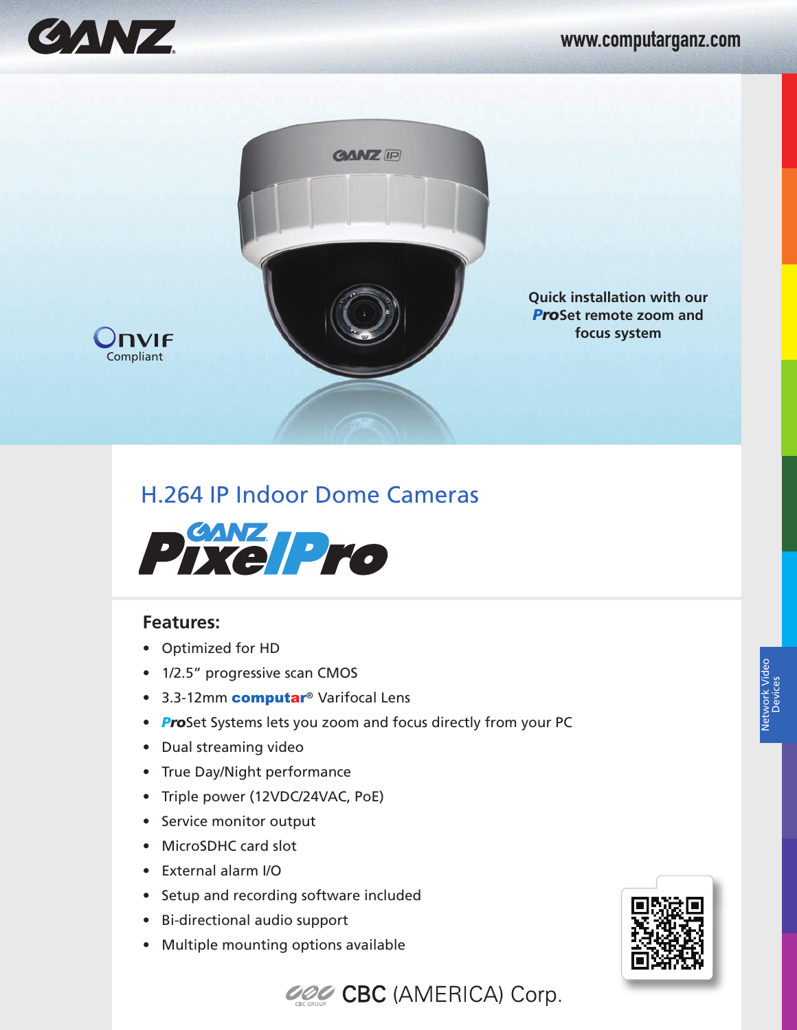GANZ

www.computarganz.com

ONVIF Compliant

Quick installation with our **Pro**Set remote zoom and focus system

# H.264 IP Indoor Dome Cameras

## GANZ PixelPro

### Features:

- Optimized for HD
- 1/2.5" progressive scan CMOS
- 3.3-12mm **computar**® Varifocal Lens
- ***Pro***Set Systems lets you zoom and focus directly from your PC
- Dual streaming video
- True Day/Night performance
- Triple power (12VDC/24VAC, PoE)
- Service monitor output
- MicroSDHC card slot
- External alarm I/O
- Setup and recording software included
- Bi-directional audio support
- Multiple mounting options available

Network Video Devices

CBC (AMERICA) Corp.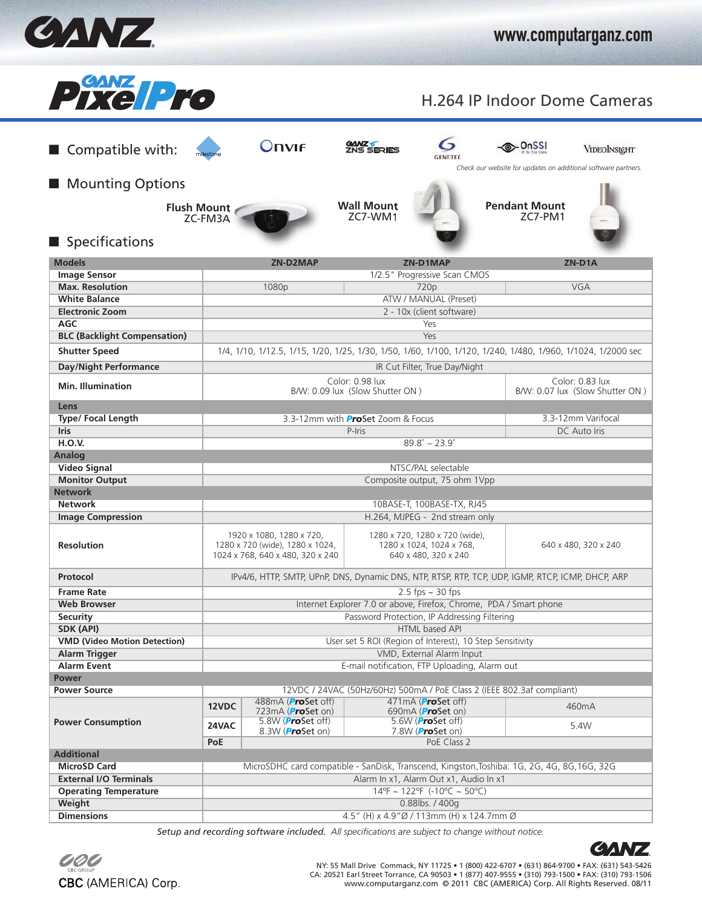# GANZ PixelPro

## H.264 IP Indoor Dome Cameras

www.computarganz.com

■ **Compatible with:** milestone, ONVIF, GANZ ZNS SERIES, GENETEC, OnSSI, VideoInsight

*Check our website for updates on additional software partners.*

■ **Mounting Options**

**Flush Mount** ZC-FM3A

**Wall Mount** ZC7-WM1

**Pendant Mount** ZC7-PM1

■ **Specifications**

| Models | | ZN-D2MAP | ZN-D1MAP | ZN-D1A |
|---|---|---|---|---|
| Image Sensor | | 1/2.5" Progressive Scan CMOS | | |
| Max. Resolution | | 1080p | 720p | VGA |
| White Balance | | ATW / MANUAL (Preset) | | |
| Electronic Zoom | | 2 - 10x (client software) | | |
| AGC | | Yes | | |
| BLC (Backlight Compensation) | | Yes | | |
| Shutter Speed | | 1/4, 1/10, 1/12.5, 1/15, 1/20, 1/25, 1/30, 1/50, 1/60, 1/100, 1/120, 1/240, 1/480, 1/960, 1/1024, 1/2000 sec | | |
| Day/Night Performance | | IR Cut Filter, True Day/Night | | |
| Min. Illumination | | Color: 0.98 lux<br>B/W: 0.09 lux (Slow Shutter ON ) | | Color: 0.83 lux<br>B/W: 0.07 lux (Slow Shutter ON ) |
| **Lens** | | | | |
| Type/ Focal Length | | 3.3-12mm with ***Pro***Set Zoom & Focus | | 3.3-12mm Varifocal |
| Iris | | P-Iris | | DC Auto Iris |
| H.O.V. | | 89.8˚ ~ 23.9˚ | | |
| **Analog** | | | | |
| Video Signal | | NTSC/PAL selectable | | |
| Monitor Output | | Composite output, 75 ohm 1Vpp | | |
| **Network** | | | | |
| Network | | 10BASE-T, 100BASE-TX, RJ45 | | |
| Image Compression | | H.264, MJPEG - 2nd stream only | | |
| Resolution | | 1920 x 1080, 1280 x 720, 1280 x 720 (wide), 1280 x 1024, 1024 x 768, 640 x 480, 320 x 240 | 1280 x 720, 1280 x 720 (wide), 1280 x 1024, 1024 x 768, 640 x 480, 320 x 240 | 640 x 480, 320 x 240 |
| Protocol | | IPv4/6, HTTP, SMTP, UPnP, DNS, Dynamic DNS, NTP, RTSP, RTP, TCP, UDP, IGMP, RTCP, ICMP, DHCP, ARP | | |
| Frame Rate | | 2.5 fps ~ 30 fps | | |
| Web Browser | | Internet Explorer 7.0 or above, Firefox, Chrome, PDA / Smart phone | | |
| Security | | Password Protection, IP Addressing Filtering | | |
| SDK (API) | | HTML based API | | |
| VMD (Video Motion Detection) | | User set 5 ROI (Region of Interest), 10 Step Sensitivity | | |
| Alarm Trigger | | VMD, External Alarm Input | | |
| Alarm Event | | E-mail notification, FTP Uploading, Alarm out | | |
| **Power** | | | | |
| Power Source | | 12VDC / 24VAC (50Hz/60Hz) 500mA / PoE Class 2 (IEEE 802.3af compliant) | | |
| Power Consumption | 12VDC | 488mA (***Pro***Set off)<br>723mA (***Pro***Set on) | 471mA (***Pro***Set off)<br>690mA (***Pro***Set on) | 460mA |
| | 24VAC | 5.8W (***Pro***Set off)<br>8.3W (***Pro***Set on) | 5.6W (***Pro***Set off)<br>7.8W (***Pro***Set on) | 5.4W |
| | PoE | PoE Class 2 | | |
| **Additional** | | | | |
| MicroSD Card | | MicroSDHC card compatible - SanDisk, Transcend, Kingston,Toshiba: 1G, 2G, 4G, 8G,16G, 32G | | |
| External I/O Terminals | | Alarm In x1, Alarm Out x1, Audio In x1 | | |
| Operating Temperature | | 14ºF ~ 122ºF (-10ºC ~ 50ºC) | | |
| Weight | | 0.88lbs. / 400g | | |
| Dimensions | | 4.5" (H) x 4.9"Ø / 113mm (H) x 124.7mm Ø | | |

*Setup and recording software included.* *All specifications are subject to change without notice.*

CBC (AMERICA) Corp.

NY: 55 Mall Drive Commack, NY 11725 • 1 (800) 422-6707 • (631) 864-9700 • FAX: (631) 543-5426
CA: 20521 Earl Street Torrance, CA 90503 • 1 (877) 407-9555 • (310) 793-1500 • FAX: (310) 793-1506
www.computarganz.com © 2011 CBC (AMERICA) Corp. All Rights Reserved. 08/11